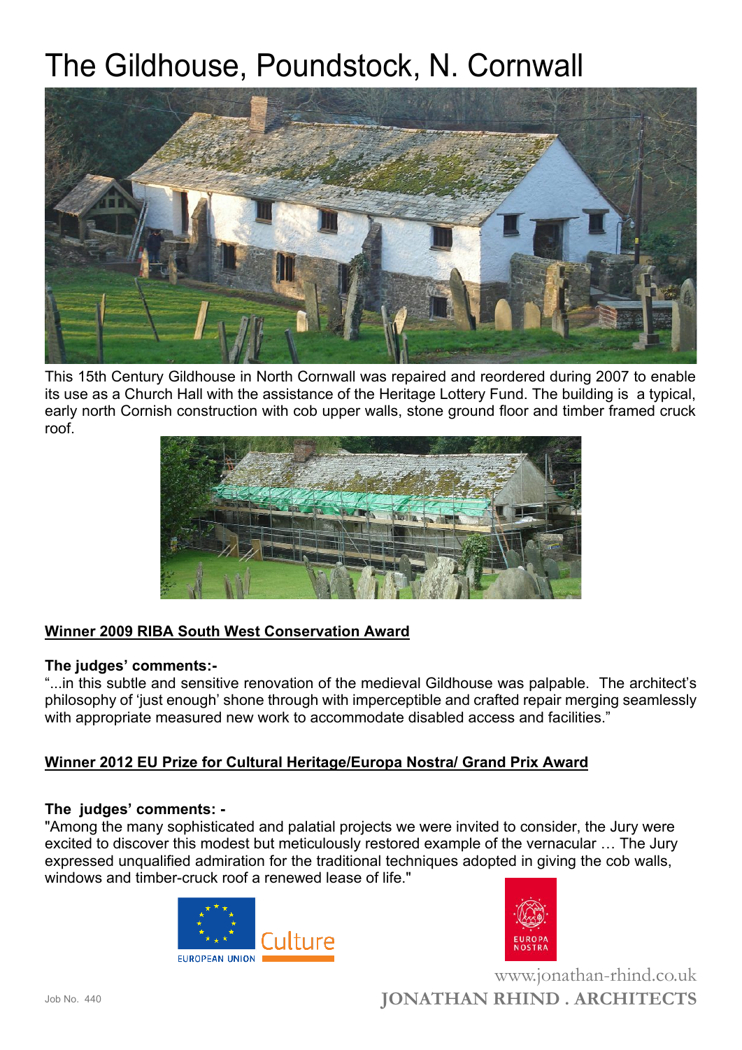# The Gildhouse, Poundstock, N. Cornwall

This 15th Century Gildhouse in North Cornwall was repaired and reordered during 2007 to enable its use as a Church Hall with the assistance of the Heritage Lottery Fund. The building is a typical, early north Cornish construction with cob upper walls, stone ground floor and timber framed cruck roof.

**Winner 2009 RIBA South West Conservation Award**

**The judges' comments:-**

"...in this subtle and sensitive renovation of the medieval Gildhouse was palpable. The architect's philosophy of 'just enough' shone through with imperceptible and crafted repair merging seamlessly with appropriate measured new work to accommodate disabled access and facilities."

**Winner 2012 EU Prize for Cultural Heritage/Europa Nostra/ Grand Prix Award**

**The judges' comments: -**

"Among the many sophisticated and palatial projects we were invited to consider, the Jury were excited to discover this modest but meticulously restored example of the vernacular … The Jury expressed unqualified admiration for the traditional techniques adopted in giving the cob walls, windows and timber-cruck roof a renewed lease of life."

EUROPEAN UNION Culture

EUROPA NOSTRA

Job No. 440

www.jonathan-rhind.co.uk

JONATHAN RHIND . ARCHITECTS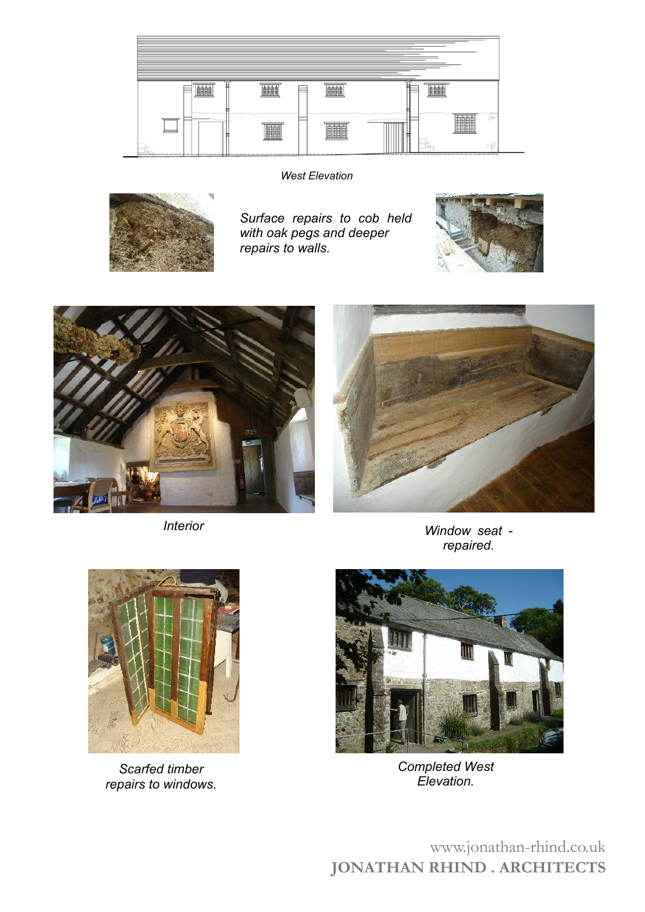*West Elevation*

*Surface repairs to cob held with oak pegs and deeper repairs to walls.*

*Interior*

*Window seat - repaired.*

*Scarfed timber repairs to windows.*

*Completed West Elevation.*

www.jonathan-rhind.co.uk
**JONATHAN RHIND . ARCHITECTS**